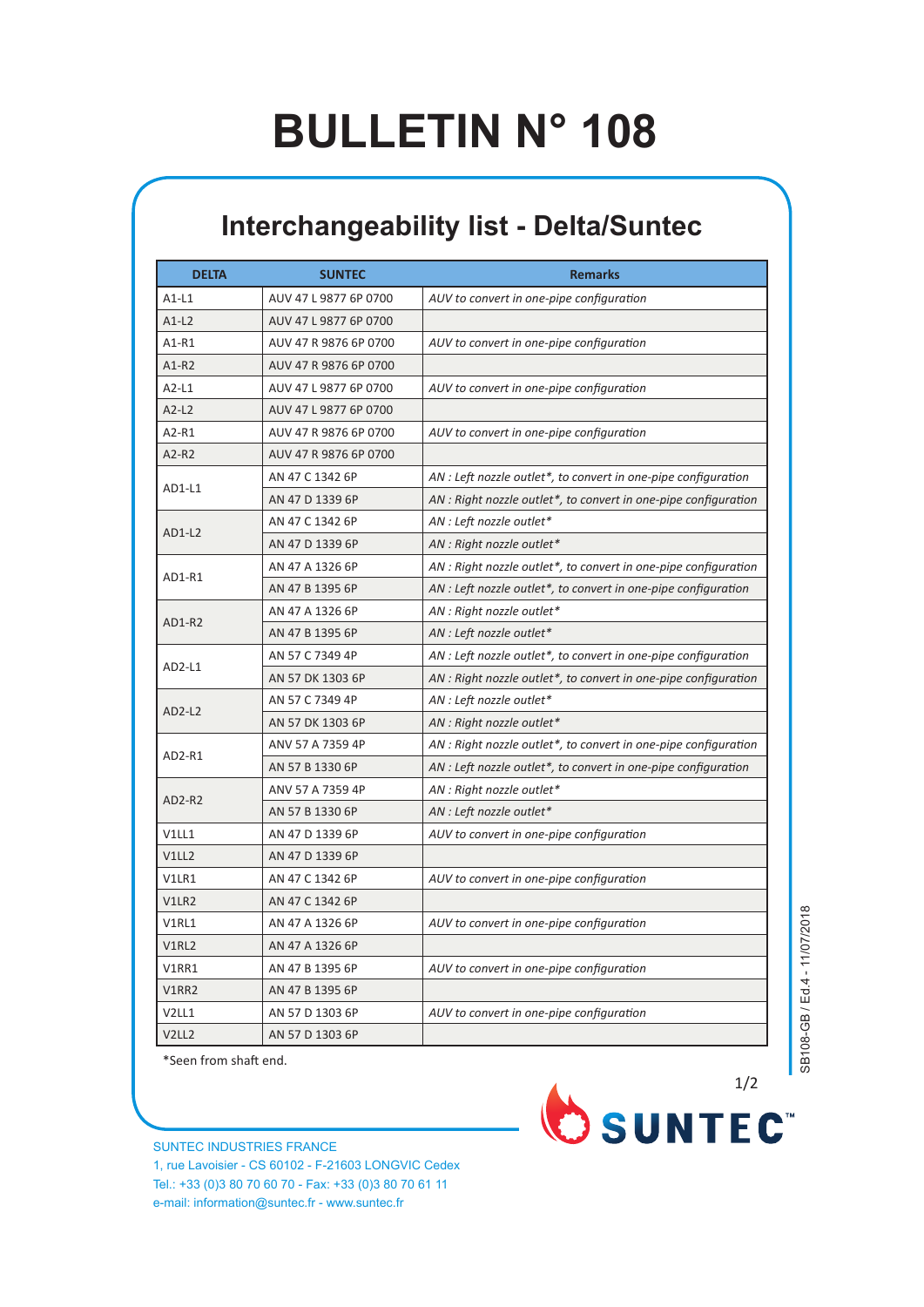# BULLETIN N° 108

## Interchangeability list - Delta/Suntec

| DELTA | SUNTEC | Remarks |
|---|---|---|
| A1-L1 | AUV 47 L 9877 6P 0700 | *AUV to convert in one-pipe configuration* |
| A1-L2 | AUV 47 L 9877 6P 0700 | |
| A1-R1 | AUV 47 R 9876 6P 0700 | *AUV to convert in one-pipe configuration* |
| A1-R2 | AUV 47 R 9876 6P 0700 | |
| A2-L1 | AUV 47 L 9877 6P 0700 | *AUV to convert in one-pipe configuration* |
| A2-L2 | AUV 47 L 9877 6P 0700 | |
| A2-R1 | AUV 47 R 9876 6P 0700 | *AUV to convert in one-pipe configuration* |
| A2-R2 | AUV 47 R 9876 6P 0700 | |
| AD1-L1 | AN 47 C 1342 6P | *AN : Left nozzle outlet*, to convert in one-pipe configuration* |
| | AN 47 D 1339 6P | *AN : Right nozzle outlet*, to convert in one-pipe configuration* |
| AD1-L2 | AN 47 C 1342 6P | *AN : Left nozzle outlet** |
| | AN 47 D 1339 6P | *AN : Right nozzle outlet** |
| AD1-R1 | AN 47 A 1326 6P | *AN : Right nozzle outlet*, to convert in one-pipe configuration* |
| | AN 47 B 1395 6P | *AN : Left nozzle outlet*, to convert in one-pipe configuration* |
| AD1-R2 | AN 47 A 1326 6P | *AN : Right nozzle outlet** |
| | AN 47 B 1395 6P | *AN : Left nozzle outlet** |
| AD2-L1 | AN 57 C 7349 4P | *AN : Left nozzle outlet*, to convert in one-pipe configuration* |
| | AN 57 DK 1303 6P | *AN : Right nozzle outlet*, to convert in one-pipe configuration* |
| AD2-L2 | AN 57 C 7349 4P | *AN : Left nozzle outlet** |
| | AN 57 DK 1303 6P | *AN : Right nozzle outlet** |
| AD2-R1 | ANV 57 A 7359 4P | *AN : Right nozzle outlet*, to convert in one-pipe configuration* |
| | AN 57 B 1330 6P | *AN : Left nozzle outlet*, to convert in one-pipe configuration* |
| AD2-R2 | ANV 57 A 7359 4P | *AN : Right nozzle outlet** |
| | AN 57 B 1330 6P | *AN : Left nozzle outlet** |
| V1LL1 | AN 47 D 1339 6P | *AUV to convert in one-pipe configuration* |
| V1LL2 | AN 47 D 1339 6P | |
| V1LR1 | AN 47 C 1342 6P | *AUV to convert in one-pipe configuration* |
| V1LR2 | AN 47 C 1342 6P | |
| V1RL1 | AN 47 A 1326 6P | *AUV to convert in one-pipe configuration* |
| V1RL2 | AN 47 A 1326 6P | |
| V1RR1 | AN 47 B 1395 6P | *AUV to convert in one-pipe configuration* |
| V1RR2 | AN 47 B 1395 6P | |
| V2LL1 | AN 57 D 1303 6P | *AUV to convert in one-pipe configuration* |
| V2LL2 | AN 57 D 1303 6P | |

*Seen from shaft end.

SB108-GB / Ed.4 - 11/07/2018

SUNTEC™

SUNTEC INDUSTRIES FRANCE
1, rue Lavoisier - CS 60102 - F-21603 LONGVIC Cedex
Tel.: +33 (0)3 80 70 60 70 - Fax: +33 (0)3 80 70 61 11
e-mail: information@suntec.fr - www.suntec.fr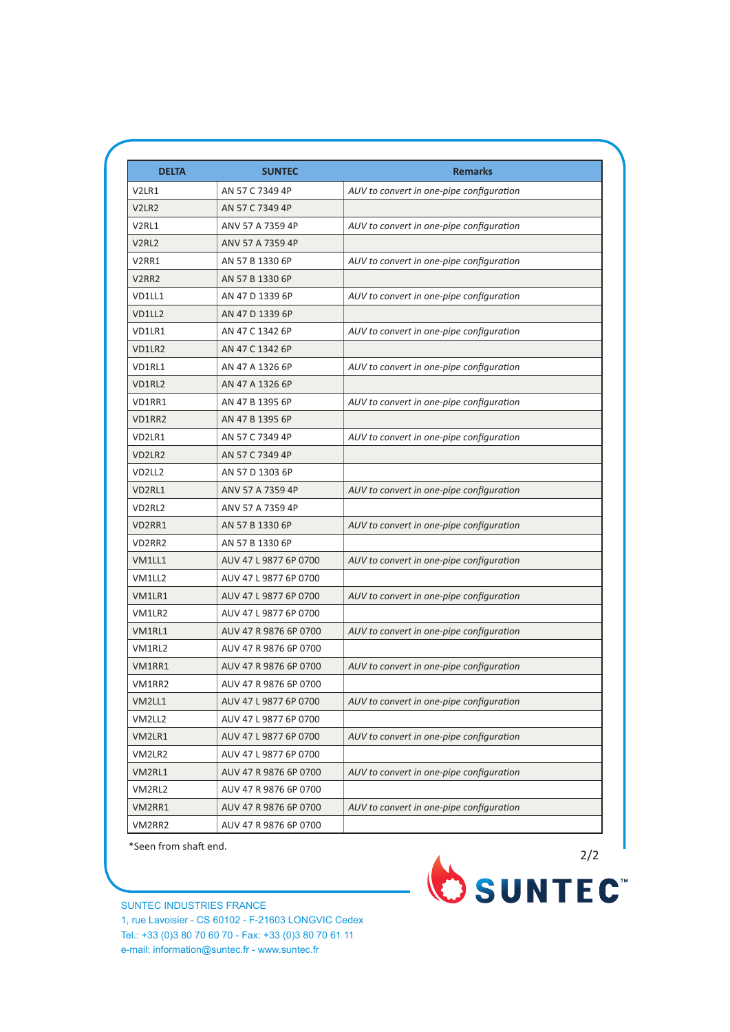| DELTA | SUNTEC | Remarks |
|---|---|---|
| V2LR1 | AN 57 C 7349 4P | *AUV to convert in one-pipe configuration* |
| V2LR2 | AN 57 C 7349 4P | |
| V2RL1 | ANV 57 A 7359 4P | *AUV to convert in one-pipe configuration* |
| V2RL2 | ANV 57 A 7359 4P | |
| V2RR1 | AN 57 B 1330 6P | *AUV to convert in one-pipe configuration* |
| V2RR2 | AN 57 B 1330 6P | |
| VD1LL1 | AN 47 D 1339 6P | *AUV to convert in one-pipe configuration* |
| VD1LL2 | AN 47 D 1339 6P | |
| VD1LR1 | AN 47 C 1342 6P | *AUV to convert in one-pipe configuration* |
| VD1LR2 | AN 47 C 1342 6P | |
| VD1RL1 | AN 47 A 1326 6P | *AUV to convert in one-pipe configuration* |
| VD1RL2 | AN 47 A 1326 6P | |
| VD1RR1 | AN 47 B 1395 6P | *AUV to convert in one-pipe configuration* |
| VD1RR2 | AN 47 B 1395 6P | |
| VD2LR1 | AN 57 C 7349 4P | *AUV to convert in one-pipe configuration* |
| VD2LR2 | AN 57 C 7349 4P | |
| VD2LL2 | AN 57 D 1303 6P | |
| VD2RL1 | ANV 57 A 7359 4P | *AUV to convert in one-pipe configuration* |
| VD2RL2 | ANV 57 A 7359 4P | |
| VD2RR1 | AN 57 B 1330 6P | *AUV to convert in one-pipe configuration* |
| VD2RR2 | AN 57 B 1330 6P | |
| VM1LL1 | AUV 47 L 9877 6P 0700 | *AUV to convert in one-pipe configuration* |
| VM1LL2 | AUV 47 L 9877 6P 0700 | |
| VM1LR1 | AUV 47 L 9877 6P 0700 | *AUV to convert in one-pipe configuration* |
| VM1LR2 | AUV 47 L 9877 6P 0700 | |
| VM1RL1 | AUV 47 R 9876 6P 0700 | *AUV to convert in one-pipe configuration* |
| VM1RL2 | AUV 47 R 9876 6P 0700 | |
| VM1RR1 | AUV 47 R 9876 6P 0700 | *AUV to convert in one-pipe configuration* |
| VM1RR2 | AUV 47 R 9876 6P 0700 | |
| VM2LL1 | AUV 47 L 9877 6P 0700 | *AUV to convert in one-pipe configuration* |
| VM2LL2 | AUV 47 L 9877 6P 0700 | |
| VM2LR1 | AUV 47 L 9877 6P 0700 | *AUV to convert in one-pipe configuration* |
| VM2LR2 | AUV 47 L 9877 6P 0700 | |
| VM2RL1 | AUV 47 R 9876 6P 0700 | *AUV to convert in one-pipe configuration* |
| VM2RL2 | AUV 47 R 9876 6P 0700 | |
| VM2RR1 | AUV 47 R 9876 6P 0700 | *AUV to convert in one-pipe configuration* |
| VM2RR2 | AUV 47 R 9876 6P 0700 | |

*Seen from shaft end.

SUNTEC™

SUNTEC INDUSTRIES FRANCE
1, rue Lavoisier - CS 60102 - F-21603 LONGVIC Cedex
Tel.: +33 (0)3 80 70 60 70 - Fax: +33 (0)3 80 70 61 11
e-mail: information@suntec.fr - www.suntec.fr